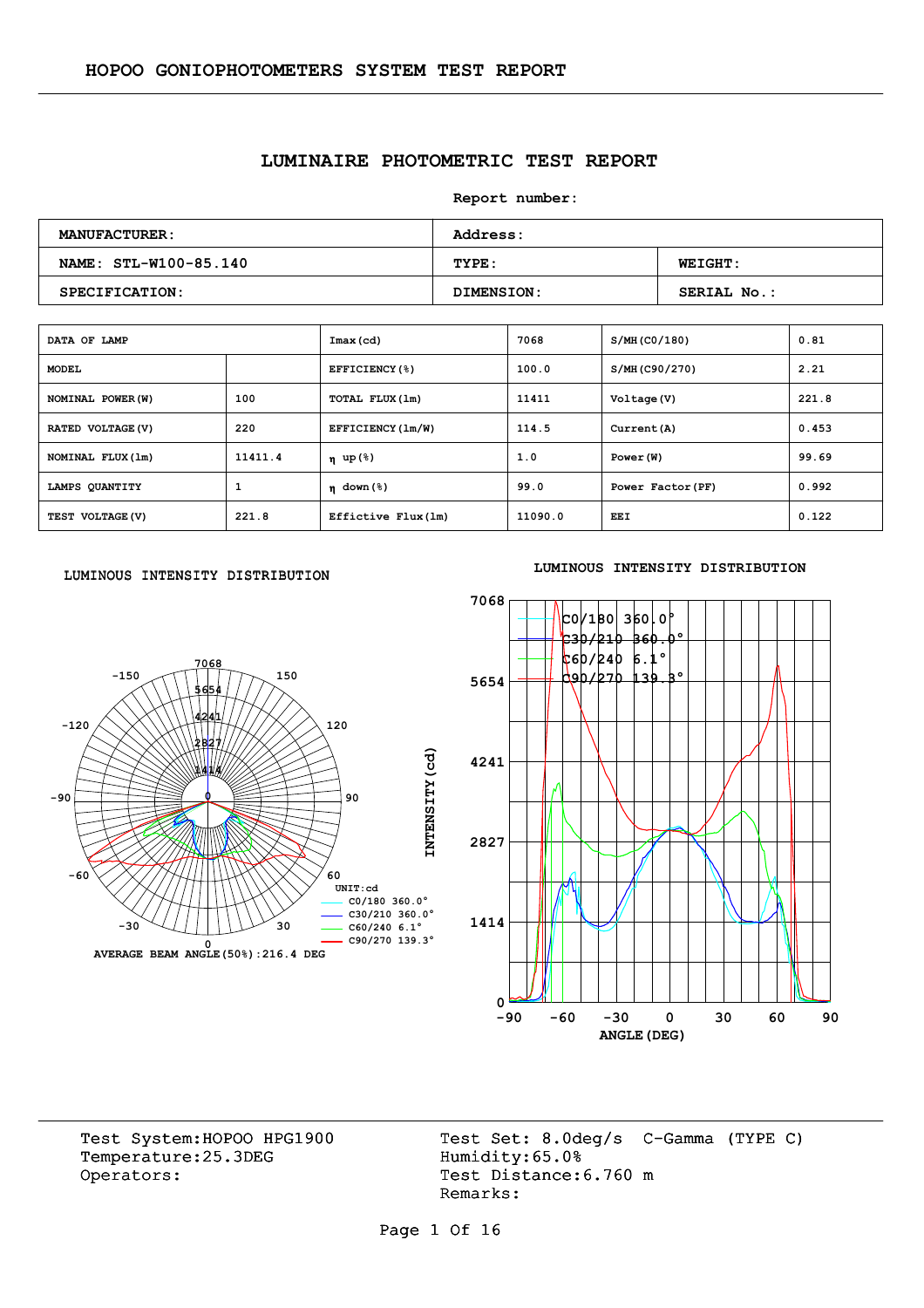HOPOO GONIOPHOTOMETERS SYSTEM TEST REPORT

# LUMINAIRE PHOTOMETRIC TEST REPORT

Report number:

| MANUFACTURER: | Address: | |
|---|---|---|
| NAME: STL-W100-85.140 | TYPE: | WEIGHT: |
| SPECIFICATION: | DIMENSION: | SERIAL No.: |

| DATA OF LAMP | | Imax(cd) | 7068 | S/MH(C0/180) | 0.81 |
|---|---|---|---|---|---|
| MODEL | | EFFICIENCY(%) | 100.0 | S/MH(C90/270) | 2.21 |
| NOMINAL POWER(W) | 100 | TOTAL FLUX(lm) | 11411 | Voltage(V) | 221.8 |
| RATED VOLTAGE(V) | 220 | EFFICIENCY(lm/W) | 114.5 | Current(A) | 0.453 |
| NOMINAL FLUX(lm) | 11411.4 | η up(%) | 1.0 | Power(W) | 99.69 |
| LAMPS QUANTITY | 1 | η down(%) | 99.0 | Power Factor(PF) | 0.992 |
| TEST VOLTAGE(V) | 221.8 | Effictive Flux(lm) | 11090.0 | EEI | 0.122 |

LUMINOUS INTENSITY DISTRIBUTION

UNIT:cd
C0/180 360.0°
C30/210 360.0°
C60/240 6.1°
C90/270 139.3°

AVERAGE BEAM ANGLE(50%):216.4 DEG

LUMINOUS INTENSITY DISTRIBUTION

Test System:HOPOO HPG1900
Temperature:25.3DEG
Operators:

Test Set: 8.0deg/s C-Gamma (TYPE C)
Humidity:65.0%
Test Distance:6.760 m
Remarks: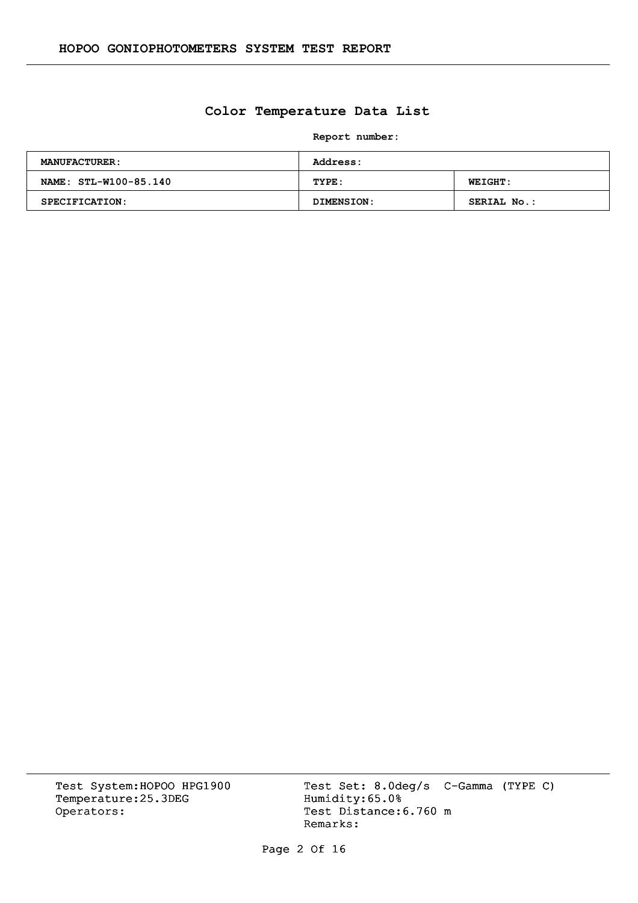## Color Temperature Data List

**Report number:**

| MANUFACTURER: | Address: | |
|---|---|---|
| NAME: STL-W100-85.140 | TYPE: | WEIGHT: |
| SPECIFICATION: | DIMENSION: | SERIAL No.: |

Test System:HOPOO HPG1900
Temperature:25.3DEG
Operators:

Test Set: 8.0deg/s C-Gamma (TYPE C)
Humidity:65.0%
Test Distance:6.760 m
Remarks: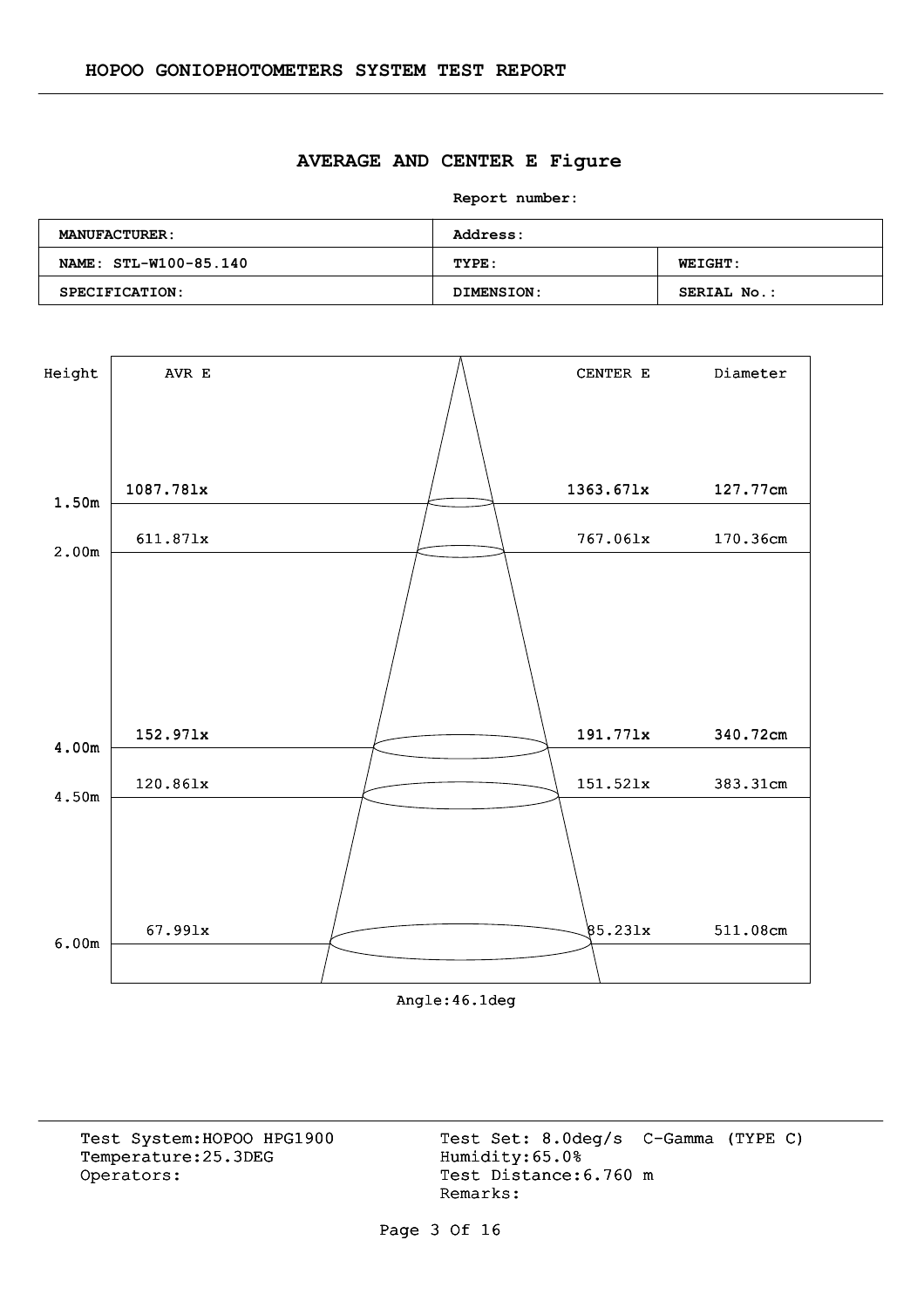HOPOO GONIOPHOTOMETERS SYSTEM TEST REPORT

## AVERAGE AND CENTER E Figure

**Report number:**

| **MANUFACTURER:** | **Address:** | |
|---|---|---|
| **NAME: STL-W100-85.140** | **TYPE:** | **WEIGHT:** |
| **SPECIFICATION:** | **DIMENSION:** | **SERIAL No.:** |

| Height | AVR E | CENTER E | Diameter |
|---|---|---|---|
| 1.50m | 1087.78lx | 1363.67lx | 127.77cm |
| 2.00m | 611.87lx | 767.06lx | 170.36cm |
| 4.00m | 152.97lx | 191.77lx | 340.72cm |
| 4.50m | 120.86lx | 151.52lx | 383.31cm |
| 6.00m | 67.99lx | 85.23lx | 511.08cm |

Angle:46.1deg

Test System:HOPOO HPG1900
Temperature:25.3DEG
Operators:

Test Set: 8.0deg/s C-Gamma (TYPE C)
Humidity:65.0%
Test Distance:6.760 m
Remarks: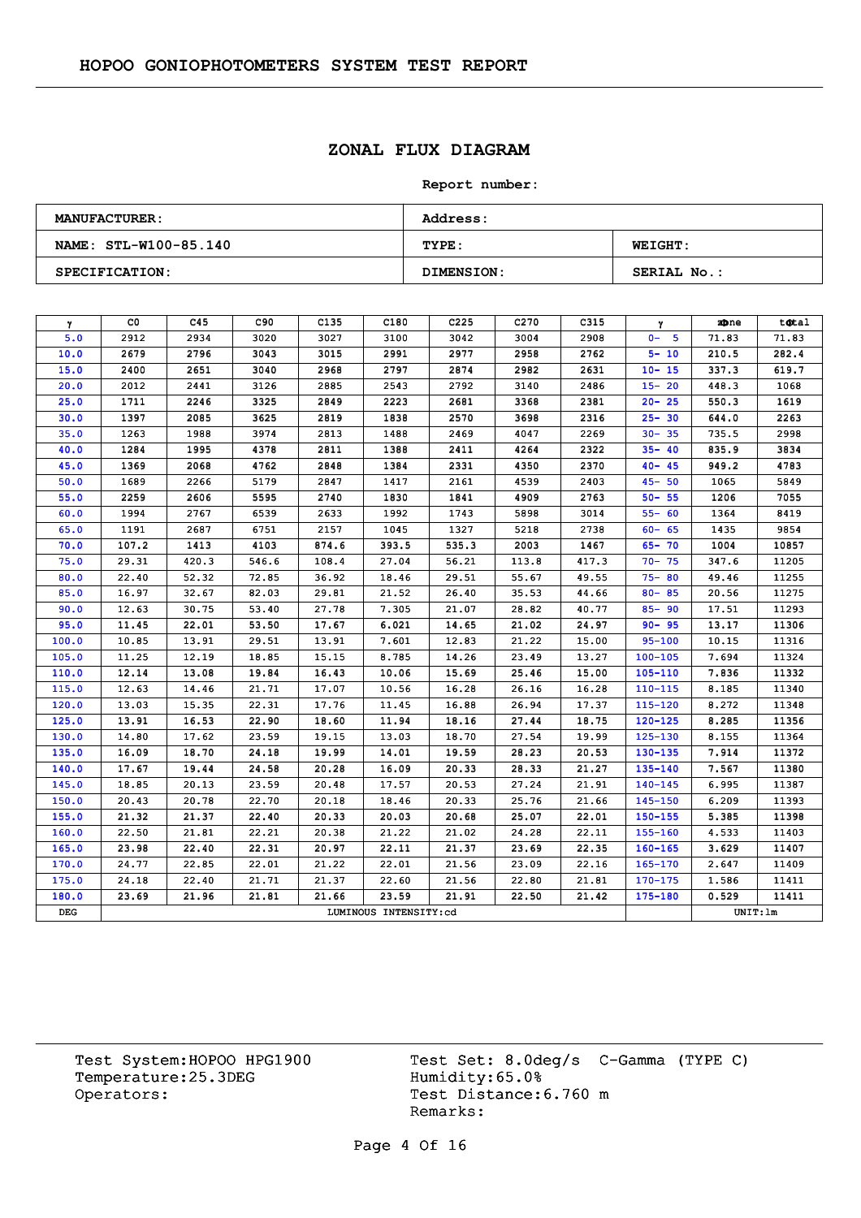## HOPOO GONIOPHOTOMETERS SYSTEM TEST REPORT

## ZONAL FLUX DIAGRAM

**Report number:**

| MANUFACTURER: | Address: | |
|---|---|---|
| NAME: STL-W100-85.140 | TYPE: | WEIGHT: |
| SPECIFICATION: | DIMENSION: | SERIAL No.: |

| γ | C0 | C45 | C90 | C135 | C180 | C225 | C270 | C315 | γ | zone | total |
|---|---|---|---|---|---|---|---|---|---|---|---|
| 5.0 | 2912 | 2934 | 3020 | 3027 | 3100 | 3042 | 3004 | 2908 | 0- 5 | 71.83 | 71.83 |
| 10.0 | 2679 | 2796 | 3043 | 3015 | 2991 | 2977 | 2958 | 2762 | 5- 10 | 210.5 | 282.4 |
| 15.0 | 2400 | 2651 | 3040 | 2968 | 2797 | 2874 | 2982 | 2631 | 10- 15 | 337.3 | 619.7 |
| 20.0 | 2012 | 2441 | 3126 | 2885 | 2543 | 2792 | 3140 | 2486 | 15- 20 | 448.3 | 1068 |
| 25.0 | 1711 | 2246 | 3325 | 2849 | 2223 | 2681 | 3368 | 2381 | 20- 25 | 550.3 | 1619 |
| 30.0 | 1397 | 2085 | 3625 | 2819 | 1838 | 2570 | 3698 | 2316 | 25- 30 | 644.0 | 2263 |
| 35.0 | 1263 | 1988 | 3974 | 2813 | 1488 | 2469 | 4047 | 2269 | 30- 35 | 735.5 | 2998 |
| 40.0 | 1284 | 1995 | 4378 | 2811 | 1388 | 2411 | 4264 | 2322 | 35- 40 | 835.9 | 3834 |
| 45.0 | 1369 | 2068 | 4762 | 2848 | 1384 | 2331 | 4350 | 2370 | 40- 45 | 949.2 | 4783 |
| 50.0 | 1689 | 2266 | 5179 | 2847 | 1417 | 2161 | 4539 | 2403 | 45- 50 | 1065 | 5849 |
| 55.0 | 2259 | 2606 | 5595 | 2740 | 1830 | 1841 | 4909 | 2763 | 50- 55 | 1206 | 7055 |
| 60.0 | 1994 | 2767 | 6539 | 2633 | 1992 | 1743 | 5898 | 3014 | 55- 60 | 1364 | 8419 |
| 65.0 | 1191 | 2687 | 6751 | 2157 | 1045 | 1327 | 5218 | 2738 | 60- 65 | 1435 | 9854 |
| 70.0 | 107.2 | 1413 | 4103 | 874.6 | 393.5 | 535.3 | 2003 | 1467 | 65- 70 | 1004 | 10857 |
| 75.0 | 29.31 | 420.3 | 546.6 | 108.4 | 27.04 | 56.21 | 113.8 | 417.3 | 70- 75 | 347.6 | 11205 |
| 80.0 | 22.40 | 52.32 | 72.85 | 36.92 | 18.46 | 29.51 | 55.67 | 49.55 | 75- 80 | 49.46 | 11255 |
| 85.0 | 16.97 | 32.67 | 82.03 | 29.81 | 21.52 | 26.40 | 35.53 | 44.66 | 80- 85 | 20.56 | 11275 |
| 90.0 | 12.63 | 30.75 | 53.40 | 27.78 | 7.305 | 21.07 | 28.82 | 40.77 | 85- 90 | 17.51 | 11293 |
| 95.0 | 11.45 | 22.01 | 53.50 | 17.67 | 6.021 | 14.65 | 21.02 | 24.97 | 90- 95 | 13.17 | 11306 |
| 100.0 | 10.85 | 13.91 | 29.51 | 13.91 | 7.601 | 12.83 | 21.22 | 15.00 | 95-100 | 10.15 | 11316 |
| 105.0 | 11.25 | 12.19 | 18.85 | 15.15 | 8.785 | 14.26 | 23.49 | 13.27 | 100-105 | 7.694 | 11324 |
| 110.0 | 12.14 | 13.08 | 19.84 | 16.43 | 10.06 | 15.69 | 25.46 | 15.00 | 105-110 | 7.836 | 11332 |
| 115.0 | 12.63 | 14.46 | 21.71 | 17.07 | 10.56 | 16.28 | 26.16 | 16.28 | 110-115 | 8.185 | 11340 |
| 120.0 | 13.03 | 15.35 | 22.31 | 17.76 | 11.45 | 16.88 | 26.94 | 17.37 | 115-120 | 8.272 | 11348 |
| 125.0 | 13.91 | 16.53 | 22.90 | 18.60 | 11.94 | 18.16 | 27.44 | 18.75 | 120-125 | 8.285 | 11356 |
| 130.0 | 14.80 | 17.62 | 23.59 | 19.15 | 13.03 | 18.70 | 27.54 | 19.99 | 125-130 | 8.155 | 11364 |
| 135.0 | 16.09 | 18.70 | 24.18 | 19.99 | 14.01 | 19.59 | 28.23 | 20.53 | 130-135 | 7.914 | 11372 |
| 140.0 | 17.67 | 19.44 | 24.58 | 20.28 | 16.09 | 20.33 | 28.33 | 21.27 | 135-140 | 7.567 | 11380 |
| 145.0 | 18.85 | 20.13 | 23.59 | 20.48 | 17.57 | 20.53 | 27.24 | 21.91 | 140-145 | 6.995 | 11387 |
| 150.0 | 20.43 | 20.78 | 22.70 | 20.18 | 18.46 | 20.33 | 25.76 | 21.66 | 145-150 | 6.209 | 11393 |
| 155.0 | 21.32 | 21.37 | 22.40 | 20.33 | 20.03 | 20.68 | 25.07 | 22.01 | 150-155 | 5.385 | 11398 |
| 160.0 | 22.50 | 21.81 | 22.21 | 20.38 | 21.22 | 21.02 | 24.28 | 22.11 | 155-160 | 4.533 | 11403 |
| 165.0 | 23.98 | 22.40 | 22.31 | 20.97 | 22.11 | 21.37 | 23.69 | 22.35 | 160-165 | 3.629 | 11407 |
| 170.0 | 24.77 | 22.85 | 22.01 | 21.22 | 22.01 | 21.56 | 23.09 | 22.16 | 165-170 | 2.647 | 11409 |
| 175.0 | 24.18 | 22.40 | 21.71 | 21.37 | 22.60 | 21.56 | 22.80 | 21.81 | 170-175 | 1.586 | 11411 |
| 180.0 | 23.69 | 21.96 | 21.81 | 21.66 | 23.59 | 21.91 | 22.50 | 21.42 | 175-180 | 0.529 | 11411 |
| DEG | LUMINOUS INTENSITY:cd | | | | | | | | | UNIT:lm | |

Test System:HOPOO HPG1900
Temperature:25.3DEG
Operators:

Test Set: 8.0deg/s C-Gamma (TYPE C)
Humidity:65.0%
Test Distance:6.760 m
Remarks: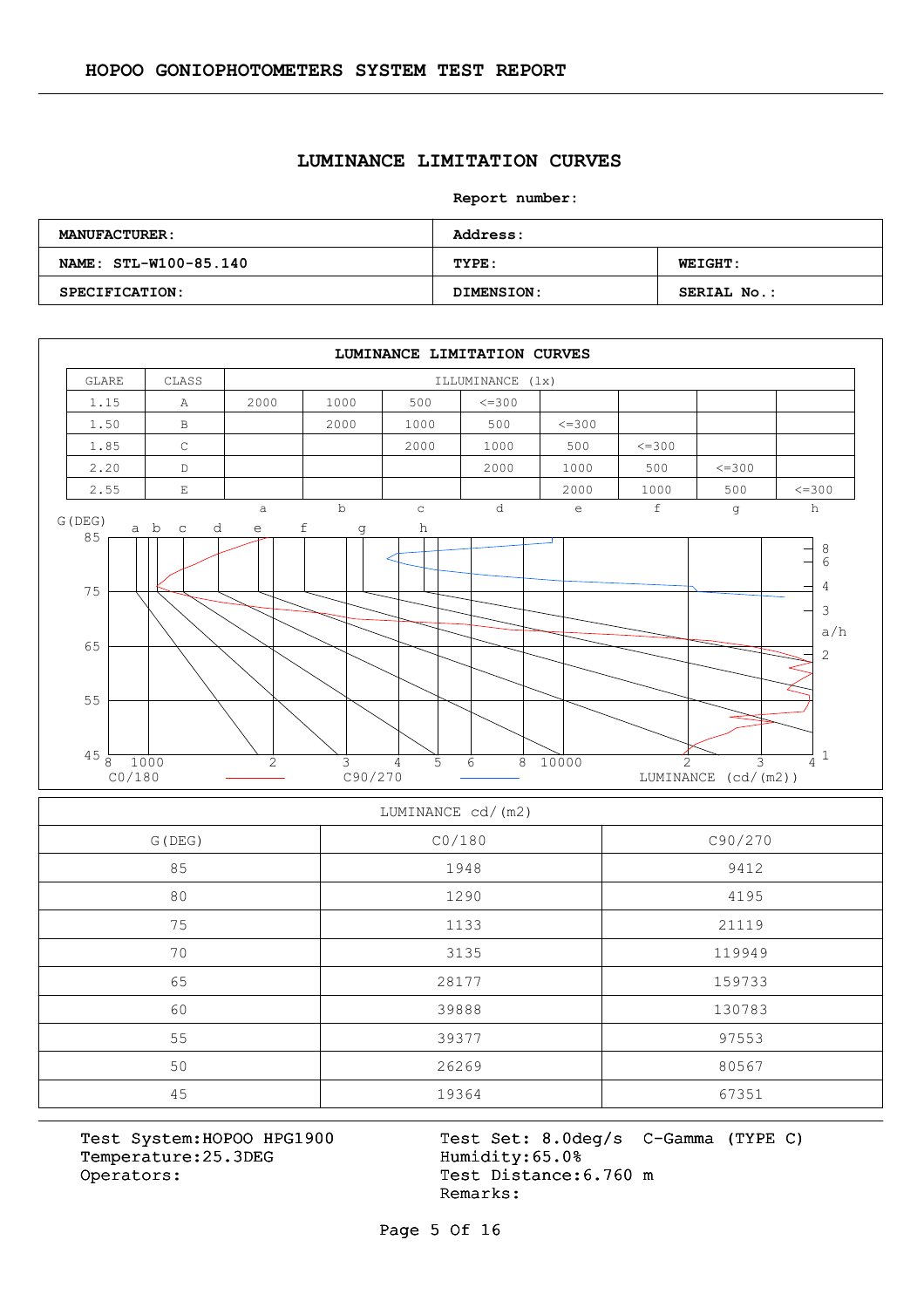## HOPOO GONIOPHOTOMETERS SYSTEM TEST REPORT

# LUMINANCE LIMITATION CURVES

**Report number:**

| **MANUFACTURER:** | **Address:** | |
|---|---|---|
| **NAME: STL-W100-85.140** | **TYPE:** | **WEIGHT:** |
| **SPECIFICATION:** | **DIMENSION:** | **SERIAL No.:** |

## LUMINANCE LIMITATION CURVES

| GLARE | CLASS | ILLUMINANCE (lx) | | | | | | | |
|---|---|---|---|---|---|---|---|---|---|
| 1.15 | A | 2000 | 1000 | 500 | <=300 | | | | |
| 1.50 | B | | 2000 | 1000 | 500 | <=300 | | | |
| 1.85 | C | | | 2000 | 1000 | 500 | <=300 | | |
| 2.20 | D | | | | 2000 | 1000 | 500 | <=300 | |
| 2.55 | E | | | | | 2000 | 1000 | 500 | <=300 |
| | | a | b | c | d | e | f | g | h |

G(DEG)

C0/180 — C90/270 — LUMINANCE (cd/(m2))

| LUMINANCE cd/(m2) | | |
|---|---|---|
| G(DEG) | C0/180 | C90/270 |
| 85 | 1948 | 9412 |
| 80 | 1290 | 4195 |
| 75 | 1133 | 21119 |
| 70 | 3135 | 119949 |
| 65 | 28177 | 159733 |
| 60 | 39888 | 130783 |
| 55 | 39377 | 97553 |
| 50 | 26269 | 80567 |
| 45 | 19364 | 67351 |

Test System:HOPOO HPG1900
Temperature:25.3DEG
Operators:

Test Set: 8.0deg/s C-Gamma (TYPE C)
Humidity:65.0%
Test Distance:6.760 m
Remarks: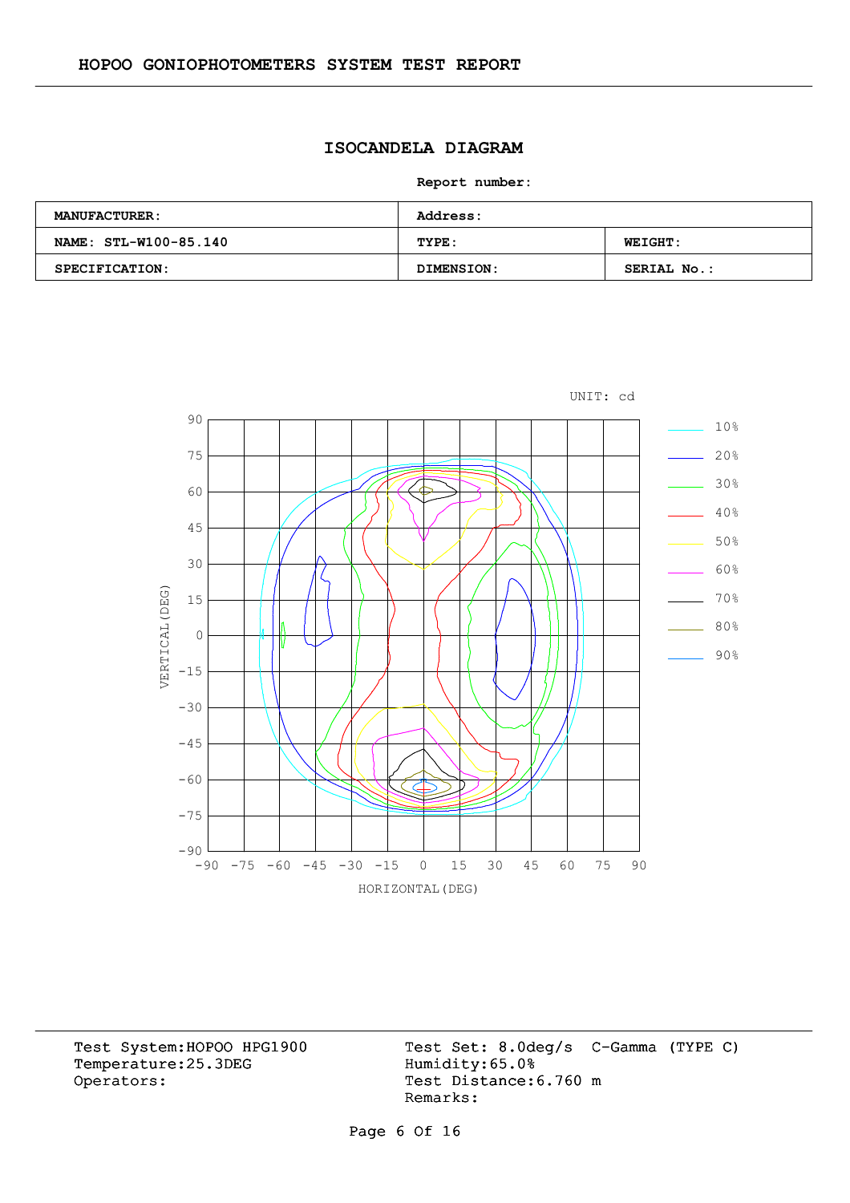# ISOCANDELA DIAGRAM

**Report number:**

| **MANUFACTURER:** | **Address:** | |
|---|---|---|
| **NAME: STL-W100-85.140** | **TYPE:** | **WEIGHT:** |
| **SPECIFICATION:** | **DIMENSION:** | **SERIAL No.:** |

UNIT: cd

Legend: 10%, 20%, 30%, 40%, 50%, 60%, 70%, 80%, 90%

VERTICAL(DEG): 90, 75, 60, 45, 30, 15, 0, -15, -30, -45, -60, -75, -90

HORIZONTAL(DEG): -90, -75, -60, -45, -30, -15, 0, 15, 30, 45, 60, 75, 90

Test System:HOPOO HPG1900
Temperature:25.3DEG
Operators:

Test Set: 8.0deg/s C-Gamma (TYPE C)
Humidity:65.0%
Test Distance:6.760 m
Remarks: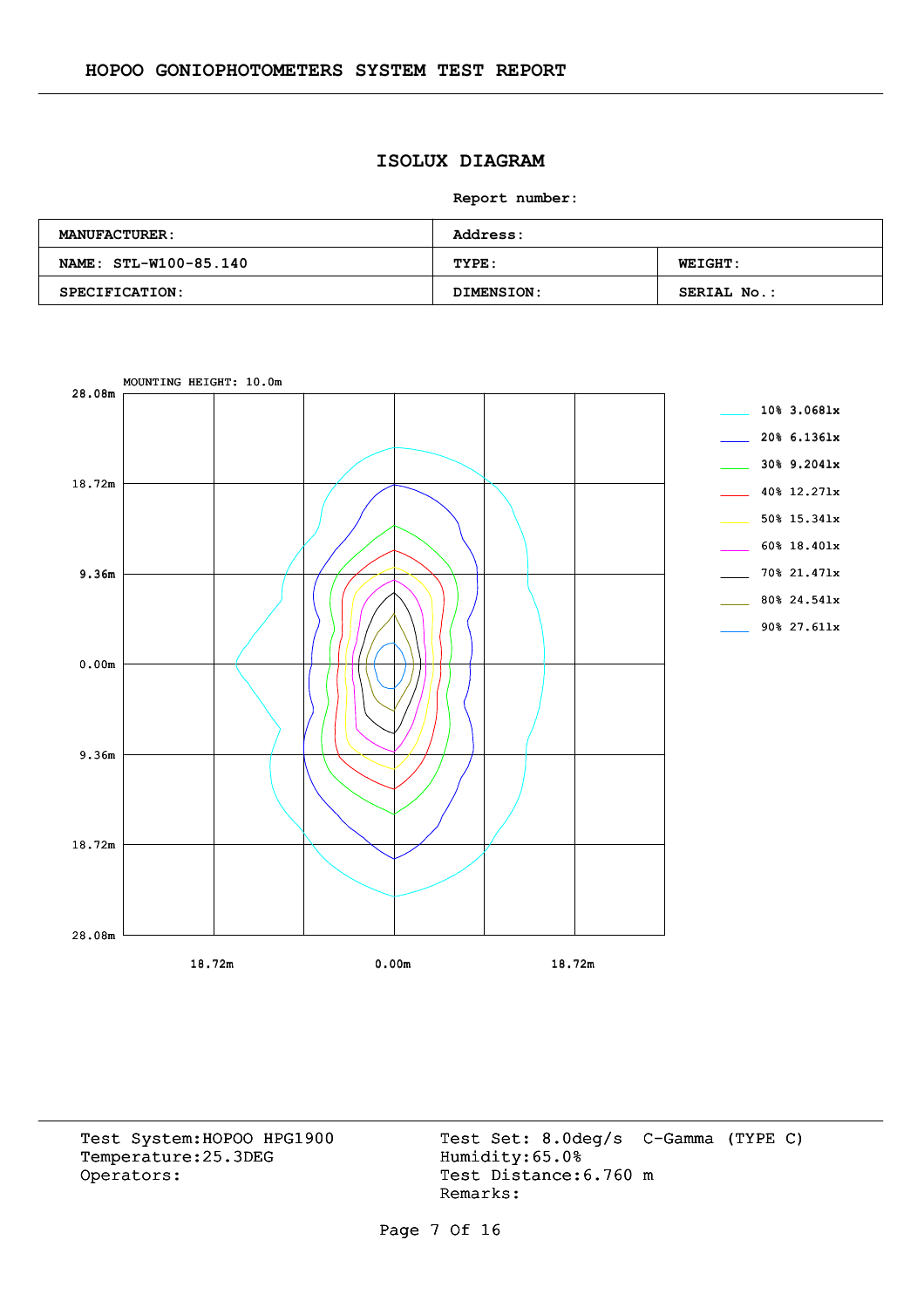HOPOO GONIOPHOTOMETERS SYSTEM TEST REPORT

## ISOLUX DIAGRAM

**Report number:**

| **MANUFACTURER:** | **Address:** | |
|---|---|---|
| **NAME: STL-W100-85.140** | **TYPE:** | **WEIGHT:** |
| **SPECIFICATION:** | **DIMENSION:** | **SERIAL No.:** |

MOUNTING HEIGHT: 10.0m

28.08m
18.72m
9.36m
0.00m
9.36m
18.72m
28.08m

18.72m  0.00m  18.72m

- 10% 3.068lx
- 20% 6.136lx
- 30% 9.204lx
- 40% 12.27lx
- 50% 15.34lx
- 60% 18.40lx
- 70% 21.47lx
- 80% 24.54lx
- 90% 27.61lx

Test System:HOPOO HPG1900
Temperature:25.3DEG
Operators:

Test Set: 8.0deg/s  C-Gamma (TYPE C)
Humidity:65.0%
Test Distance:6.760 m
Remarks: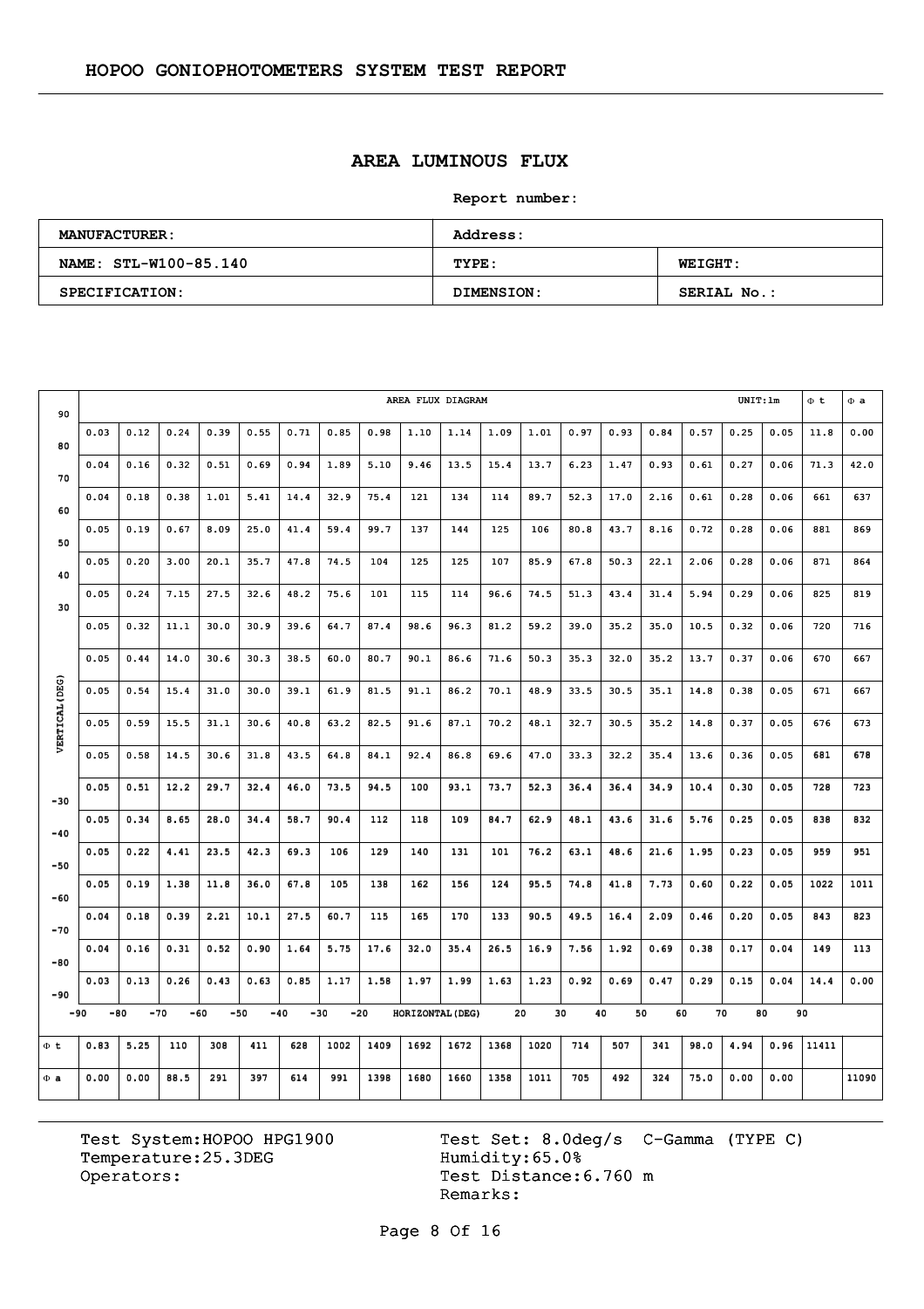## AREA LUMINOUS FLUX

**Report number:**

| MANUFACTURER: | Address: | |
|---|---|---|
| NAME: STL-W100-85.140 | TYPE: | WEIGHT: |
| SPECIFICATION: | DIMENSION: | SERIAL No.: |

AREA FLUX DIAGRAM — UNIT:lm

| VERTICAL(DEG) \ HORIZONTAL(DEG) | -90~-80 | -80~-70 | -70~-60 | -60~-50 | -50~-40 | -40~-30 | -30~-20 | -20~-10 | -10~0 | 0~10 | 10~20 | 20~30 | 30~40 | 40~50 | 50~60 | 60~70 | 70~80 | 80~90 | Φ t | Φ a |
|---|---|---|---|---|---|---|---|---|---|---|---|---|---|---|---|---|---|---|---|---|
| 90~80 | 0.03 | 0.12 | 0.24 | 0.39 | 0.55 | 0.71 | 0.85 | 0.98 | 1.10 | 1.14 | 1.09 | 1.01 | 0.97 | 0.93 | 0.84 | 0.57 | 0.25 | 0.05 | 11.8 | 0.00 |
| 80~70 | 0.04 | 0.16 | 0.32 | 0.51 | 0.69 | 0.94 | 1.89 | 5.10 | 9.46 | 13.5 | 15.4 | 13.7 | 6.23 | 1.47 | 0.93 | 0.61 | 0.27 | 0.06 | 71.3 | 42.0 |
| 70~60 | 0.04 | 0.18 | 0.38 | 1.01 | 5.41 | 14.4 | 32.9 | 75.4 | 121 | 134 | 114 | 89.7 | 52.3 | 17.0 | 2.16 | 0.61 | 0.28 | 0.06 | 661 | 637 |
| 60~50 | 0.05 | 0.19 | 0.67 | 8.09 | 25.0 | 41.4 | 59.4 | 99.7 | 137 | 144 | 125 | 106 | 80.8 | 43.7 | 8.16 | 0.72 | 0.28 | 0.06 | 881 | 869 |
| 50~40 | 0.05 | 0.20 | 3.00 | 20.1 | 35.7 | 47.8 | 74.5 | 104 | 125 | 125 | 107 | 85.9 | 67.8 | 50.3 | 22.1 | 2.06 | 0.28 | 0.06 | 871 | 864 |
| 40~30 | 0.05 | 0.24 | 7.15 | 27.5 | 32.6 | 48.2 | 75.6 | 101 | 115 | 114 | 96.6 | 74.5 | 51.3 | 43.4 | 31.4 | 5.94 | 0.29 | 0.06 | 825 | 819 |
| 30~20 | 0.05 | 0.32 | 11.1 | 30.0 | 30.9 | 39.6 | 64.7 | 87.4 | 98.6 | 96.3 | 81.2 | 59.2 | 39.0 | 35.2 | 35.0 | 10.5 | 0.32 | 0.06 | 720 | 716 |
| 20~10 | 0.05 | 0.44 | 14.0 | 30.6 | 30.3 | 38.5 | 60.0 | 80.7 | 90.1 | 86.6 | 71.6 | 50.3 | 35.3 | 32.0 | 35.2 | 13.7 | 0.37 | 0.06 | 670 | 667 |
| 10~0 | 0.05 | 0.54 | 15.4 | 31.0 | 30.0 | 39.1 | 61.9 | 81.5 | 91.1 | 86.2 | 70.1 | 48.9 | 33.5 | 30.5 | 35.1 | 14.8 | 0.38 | 0.05 | 671 | 667 |
| 0~-10 | 0.05 | 0.59 | 15.5 | 31.1 | 30.6 | 40.8 | 63.2 | 82.5 | 91.6 | 87.1 | 70.2 | 48.1 | 32.7 | 30.5 | 35.2 | 14.8 | 0.37 | 0.05 | 676 | 673 |
| -10~-20 | 0.05 | 0.58 | 14.5 | 30.6 | 31.8 | 43.5 | 64.8 | 84.1 | 92.4 | 86.8 | 69.6 | 47.0 | 33.3 | 32.2 | 35.4 | 13.6 | 0.36 | 0.05 | 681 | 678 |
| -20~-30 | 0.05 | 0.51 | 12.2 | 29.7 | 32.4 | 46.0 | 73.5 | 94.5 | 100 | 93.1 | 73.7 | 52.3 | 36.4 | 36.4 | 34.9 | 10.4 | 0.30 | 0.05 | 728 | 723 |
| -30~-40 | 0.05 | 0.34 | 8.65 | 28.0 | 34.4 | 58.7 | 90.4 | 112 | 118 | 109 | 84.7 | 62.9 | 48.1 | 43.6 | 31.6 | 5.76 | 0.25 | 0.05 | 838 | 832 |
| -40~-50 | 0.05 | 0.22 | 4.41 | 23.5 | 42.3 | 69.3 | 106 | 129 | 140 | 131 | 101 | 76.2 | 63.1 | 48.6 | 21.6 | 1.95 | 0.23 | 0.05 | 959 | 951 |
| -50~-60 | 0.05 | 0.19 | 1.38 | 11.8 | 36.0 | 67.8 | 105 | 138 | 162 | 156 | 124 | 95.5 | 74.8 | 41.8 | 7.73 | 0.60 | 0.22 | 0.05 | 1022 | 1011 |
| -60~-70 | 0.04 | 0.18 | 0.39 | 2.21 | 10.1 | 27.5 | 60.7 | 115 | 165 | 170 | 133 | 90.5 | 49.5 | 16.4 | 2.09 | 0.46 | 0.20 | 0.05 | 843 | 823 |
| -70~-80 | 0.04 | 0.16 | 0.31 | 0.52 | 0.90 | 1.64 | 5.75 | 17.6 | 32.0 | 35.4 | 26.5 | 16.9 | 7.56 | 1.92 | 0.69 | 0.38 | 0.17 | 0.04 | 149 | 113 |
| -80~-90 | 0.03 | 0.13 | 0.26 | 0.43 | 0.63 | 0.85 | 1.17 | 1.58 | 1.97 | 1.99 | 1.63 | 1.23 | 0.92 | 0.69 | 0.47 | 0.29 | 0.15 | 0.04 | 14.4 | 0.00 |
| Φ t | 0.83 | 5.25 | 110 | 308 | 411 | 628 | 1002 | 1409 | 1692 | 1672 | 1368 | 1020 | 714 | 507 | 341 | 98.0 | 4.94 | 0.96 | 11411 | |
| Φ a | 0.00 | 0.00 | 88.5 | 291 | 397 | 614 | 991 | 1398 | 1680 | 1660 | 1358 | 1011 | 705 | 492 | 324 | 75.0 | 0.00 | 0.00 | | 11090 |

Test System:HOPOO HPG1900
Temperature:25.3DEG
Operators:

Test Set: 8.0deg/s C-Gamma (TYPE C)
Humidity:65.0%
Test Distance:6.760 m
Remarks: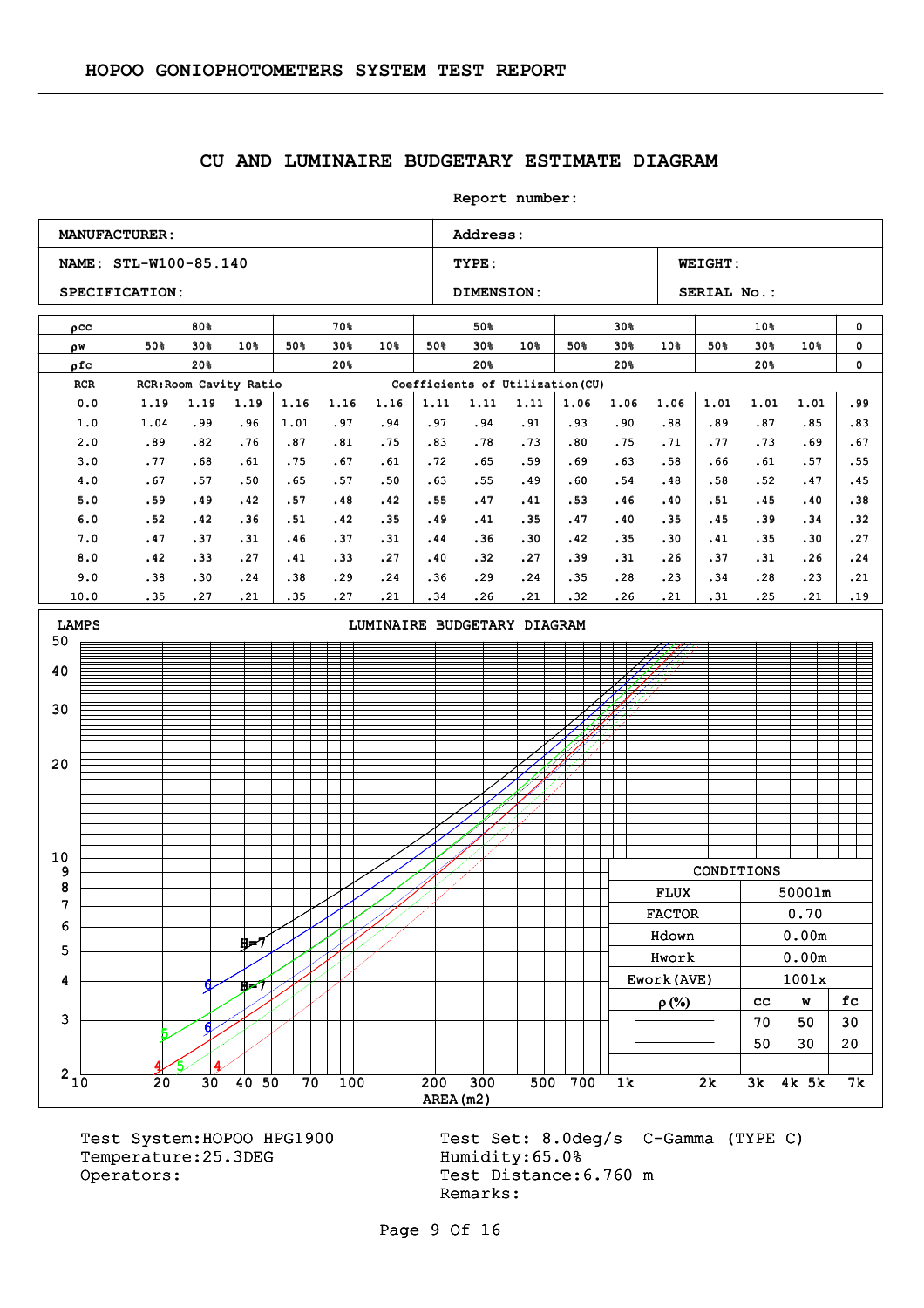HOPOO GONIOPHOTOMETERS SYSTEM TEST REPORT

## CU AND LUMINAIRE BUDGETARY ESTIMATE DIAGRAM

Report number:

| MANUFACTURER: | Address: | |
|---|---|---|
| NAME: STL-W100-85.140 | TYPE: | WEIGHT: |
| SPECIFICATION: | DIMENSION: | SERIAL No.: |

| ρcc | 80% | | | 70% | | | 50% | | | 30% | | | 10% | | | 0 |
|---|---|---|---|---|---|---|---|---|---|---|---|---|---|---|---|---|
| ρw | 50% | 30% | 10% | 50% | 30% | 10% | 50% | 30% | 10% | 50% | 30% | 10% | 50% | 30% | 10% | 0 |
| ρfc | 20% | | | 20% | | | 20% | | | 20% | | | 20% | | | 0 |
| RCR | RCR:Room Cavity Ratio | | | | | | Coefficients of Utilization(CU) | | | | | | | | | |
| 0.0 | 1.19 | 1.19 | 1.19 | 1.16 | 1.16 | 1.16 | 1.11 | 1.11 | 1.11 | 1.06 | 1.06 | 1.06 | 1.01 | 1.01 | 1.01 | .99 |
| 1.0 | 1.04 | .99 | .96 | 1.01 | .97 | .94 | .97 | .94 | .91 | .93 | .90 | .88 | .89 | .87 | .85 | .83 |
| 2.0 | .89 | .82 | .76 | .87 | .81 | .75 | .83 | .78 | .73 | .80 | .75 | .71 | .77 | .73 | .69 | .67 |
| 3.0 | .77 | .68 | .61 | .75 | .67 | .61 | .72 | .65 | .59 | .69 | .63 | .58 | .66 | .61 | .57 | .55 |
| 4.0 | .67 | .57 | .50 | .65 | .57 | .50 | .63 | .55 | .49 | .60 | .54 | .48 | .58 | .52 | .47 | .45 |
| 5.0 | .59 | .49 | .42 | .57 | .48 | .42 | .55 | .47 | .41 | .53 | .46 | .40 | .51 | .45 | .40 | .38 |
| 6.0 | .52 | .42 | .36 | .51 | .42 | .35 | .49 | .41 | .35 | .47 | .40 | .35 | .45 | .39 | .34 | .32 |
| 7.0 | .47 | .37 | .31 | .46 | .37 | .31 | .44 | .36 | .30 | .42 | .35 | .30 | .41 | .35 | .30 | .27 |
| 8.0 | .42 | .33 | .27 | .41 | .33 | .27 | .40 | .32 | .27 | .39 | .31 | .26 | .37 | .31 | .26 | .24 |
| 9.0 | .38 | .30 | .24 | .38 | .29 | .24 | .36 | .29 | .24 | .35 | .28 | .23 | .34 | .28 | .23 | .21 |
| 10.0 | .35 | .27 | .21 | .35 | .27 | .21 | .34 | .26 | .21 | .32 | .26 | .21 | .31 | .25 | .21 | .19 |

LUMINAIRE BUDGETARY DIAGRAM

| CONDITIONS | | |
|---|---|---|
| FLUX | 5000lm | |
| FACTOR | 0.70 | |
| Hdown | 0.00m | |
| Hwork | 0.00m | |
| Ework(AVE) | 100lx | |
| ρ(%) | cc | w | fc |
| —— | 70 | 50 | 30 |
| —— | 50 | 30 | 20 |

Test System:HOPOO HPG1900
Temperature:25.3DEG
Operators:

Test Set: 8.0deg/s C-Gamma (TYPE C)
Humidity:65.0%
Test Distance:6.760 m
Remarks: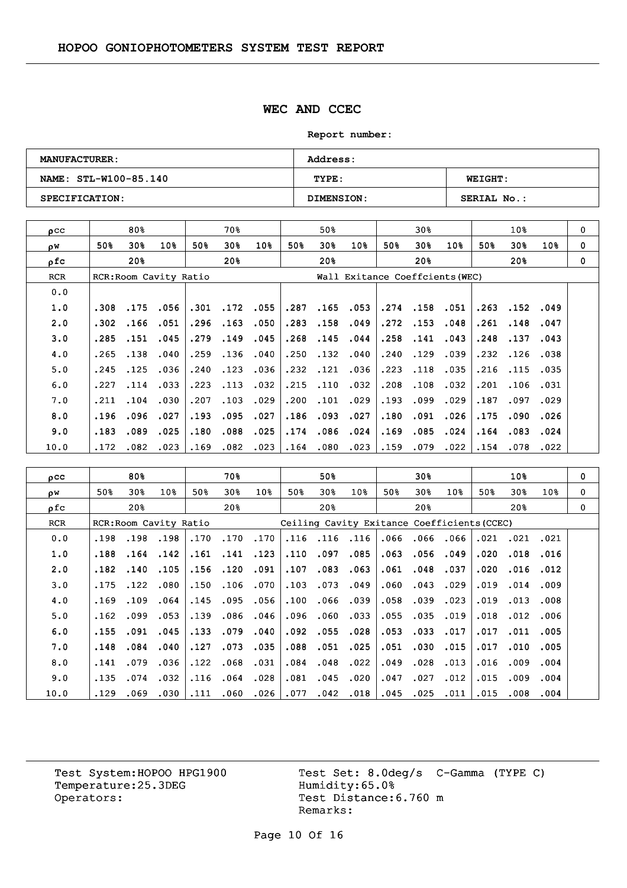## WEC AND CCEC

**Report number:**

| MANUFACTURER: | Address: | |
|---|---|---|
| NAME: STL-W100-85.140 | TYPE: | WEIGHT: |
| SPECIFICATION: | DIMENSION: | SERIAL No.: |

| ρcc | 80% | | | 70% | | | 50% | | | 30% | | | 10% | | | 0 |
|---|---|---|---|---|---|---|---|---|---|---|---|---|---|---|---|---|
| ρw | 50% | 30% | 10% | 50% | 30% | 10% | 50% | 30% | 10% | 50% | 30% | 10% | 50% | 30% | 10% | 0 |
| ρfc | 20% | | | 20% | | | 20% | | | 20% | | | 20% | | | 0 |
| RCR | RCR:Room Cavity Ratio | | | | | | Wall Exitance Coeffcients(WEC) | | | | | | | | | |
| 0.0 | | | | | | | | | | | | | | | | |
| 1.0 | .308 | .175 | .056 | .301 | .172 | .055 | .287 | .165 | .053 | .274 | .158 | .051 | .263 | .152 | .049 | |
| 2.0 | .302 | .166 | .051 | .296 | .163 | .050 | .283 | .158 | .049 | .272 | .153 | .048 | .261 | .148 | .047 | |
| 3.0 | .285 | .151 | .045 | .279 | .149 | .045 | .268 | .145 | .044 | .258 | .141 | .043 | .248 | .137 | .043 | |
| 4.0 | .265 | .138 | .040 | .259 | .136 | .040 | .250 | .132 | .040 | .240 | .129 | .039 | .232 | .126 | .038 | |
| 5.0 | .245 | .125 | .036 | .240 | .123 | .036 | .232 | .121 | .036 | .223 | .118 | .035 | .216 | .115 | .035 | |
| 6.0 | .227 | .114 | .033 | .223 | .113 | .032 | .215 | .110 | .032 | .208 | .108 | .032 | .201 | .106 | .031 | |
| 7.0 | .211 | .104 | .030 | .207 | .103 | .029 | .200 | .101 | .029 | .193 | .099 | .029 | .187 | .097 | .029 | |
| 8.0 | .196 | .096 | .027 | .193 | .095 | .027 | .186 | .093 | .027 | .180 | .091 | .026 | .175 | .090 | .026 | |
| 9.0 | .183 | .089 | .025 | .180 | .088 | .025 | .174 | .086 | .024 | .169 | .085 | .024 | .164 | .083 | .024 | |
| 10.0 | .172 | .082 | .023 | .169 | .082 | .023 | .164 | .080 | .023 | .159 | .079 | .022 | .154 | .078 | .022 | |

| ρcc | 80% | | | 70% | | | 50% | | | 30% | | | 10% | | | 0 |
|---|---|---|---|---|---|---|---|---|---|---|---|---|---|---|---|---|
| ρw | 50% | 30% | 10% | 50% | 30% | 10% | 50% | 30% | 10% | 50% | 30% | 10% | 50% | 30% | 10% | 0 |
| ρfc | 20% | | | 20% | | | 20% | | | 20% | | | 20% | | | 0 |
| RCR | RCR:Room Cavity Ratio | | | | | | Ceiling Cavity Exitance Coefficients(CCEC) | | | | | | | | | |
| 0.0 | .198 | .198 | .198 | .170 | .170 | .170 | .116 | .116 | .116 | .066 | .066 | .066 | .021 | .021 | .021 | |
| 1.0 | .188 | .164 | .142 | .161 | .141 | .123 | .110 | .097 | .085 | .063 | .056 | .049 | .020 | .018 | .016 | |
| 2.0 | .182 | .140 | .105 | .156 | .120 | .091 | .107 | .083 | .063 | .061 | .048 | .037 | .020 | .016 | .012 | |
| 3.0 | .175 | .122 | .080 | .150 | .106 | .070 | .103 | .073 | .049 | .060 | .043 | .029 | .019 | .014 | .009 | |
| 4.0 | .169 | .109 | .064 | .145 | .095 | .056 | .100 | .066 | .039 | .058 | .039 | .023 | .019 | .013 | .008 | |
| 5.0 | .162 | .099 | .053 | .139 | .086 | .046 | .096 | .060 | .033 | .055 | .035 | .019 | .018 | .012 | .006 | |
| 6.0 | .155 | .091 | .045 | .133 | .079 | .040 | .092 | .055 | .028 | .053 | .033 | .017 | .017 | .011 | .005 | |
| 7.0 | .148 | .084 | .040 | .127 | .073 | .035 | .088 | .051 | .025 | .051 | .030 | .015 | .017 | .010 | .005 | |
| 8.0 | .141 | .079 | .036 | .122 | .068 | .031 | .084 | .048 | .022 | .049 | .028 | .013 | .016 | .009 | .004 | |
| 9.0 | .135 | .074 | .032 | .116 | .064 | .028 | .081 | .045 | .020 | .047 | .027 | .012 | .015 | .009 | .004 | |
| 10.0 | .129 | .069 | .030 | .111 | .060 | .026 | .077 | .042 | .018 | .045 | .025 | .011 | .015 | .008 | .004 | |

Test System:HOPOO HPG1900
Temperature:25.3DEG
Operators:

Test Set: 8.0deg/s C-Gamma (TYPE C)
Humidity:65.0%
Test Distance:6.760 m
Remarks: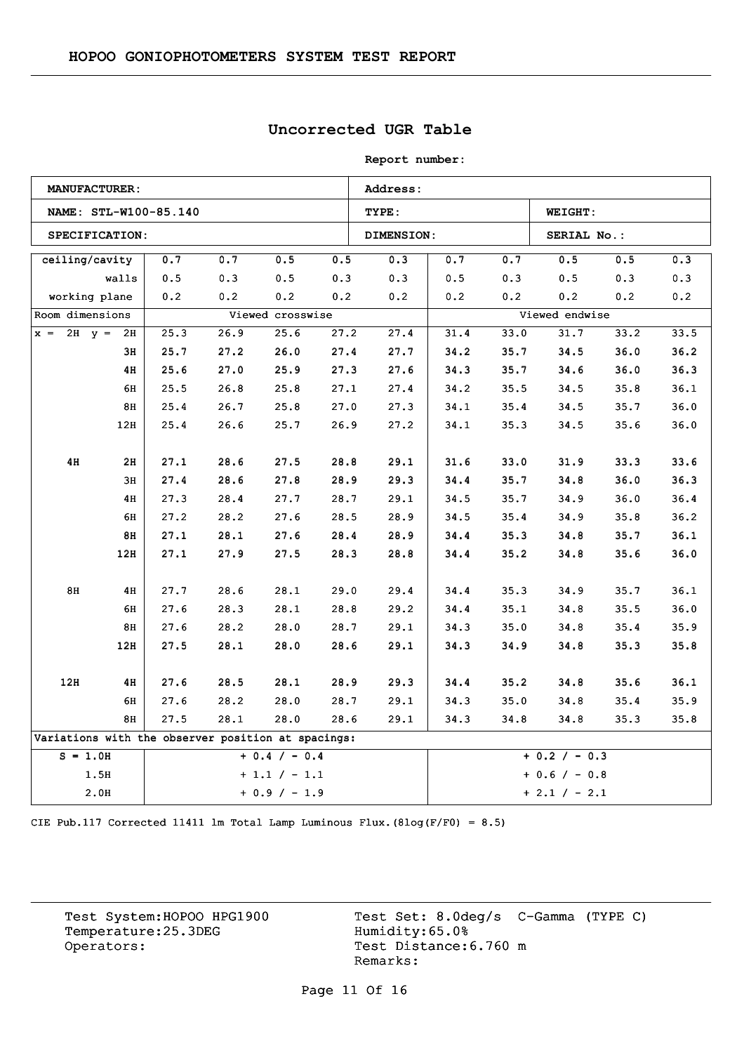HOPOO GONIOPHOTOMETERS SYSTEM TEST REPORT

## Uncorrected UGR Table

**Report number:**

| **MANUFACTURER:** | **Address:** | |
|---|---|---|
| **NAME: STL-W100-85.140** | **TYPE:** | **WEIGHT:** |
| **SPECIFICATION:** | **DIMENSION:** | **SERIAL No.:** |

| ceiling/cavity | | 0.7 | 0.7 | 0.5 | 0.5 | 0.3 | 0.7 | 0.7 | 0.5 | 0.5 | 0.3 |
|---|---|---|---|---|---|---|---|---|---|---|---|
| walls | | 0.5 | 0.3 | 0.5 | 0.3 | 0.3 | 0.5 | 0.3 | 0.5 | 0.3 | 0.3 |
| working plane | | 0.2 | 0.2 | 0.2 | 0.2 | 0.2 | 0.2 | 0.2 | 0.2 | 0.2 | 0.2 |
| Room dimensions | | Viewed crosswise | | | | | Viewed endwise | | | | |
| x = 2H | y = 2H | 25.3 | 26.9 | 25.6 | 27.2 | 27.4 | 31.4 | 33.0 | 31.7 | 33.2 | 33.5 |
| | 3H | 25.7 | 27.2 | 26.0 | 27.4 | 27.7 | 34.2 | 35.7 | 34.5 | 36.0 | 36.2 |
| | 4H | 25.6 | 27.0 | 25.9 | 27.3 | 27.6 | 34.3 | 35.7 | 34.6 | 36.0 | 36.3 |
| | 6H | 25.5 | 26.8 | 25.8 | 27.1 | 27.4 | 34.2 | 35.5 | 34.5 | 35.8 | 36.1 |
| | 8H | 25.4 | 26.7 | 25.8 | 27.0 | 27.3 | 34.1 | 35.4 | 34.5 | 35.7 | 36.0 |
| | 12H | 25.4 | 26.6 | 25.7 | 26.9 | 27.2 | 34.1 | 35.3 | 34.5 | 35.6 | 36.0 |
| 4H | 2H | 27.1 | 28.6 | 27.5 | 28.8 | 29.1 | 31.6 | 33.0 | 31.9 | 33.3 | 33.6 |
| | 3H | 27.4 | 28.6 | 27.8 | 28.9 | 29.3 | 34.4 | 35.7 | 34.8 | 36.0 | 36.3 |
| | 4H | 27.3 | 28.4 | 27.7 | 28.7 | 29.1 | 34.5 | 35.7 | 34.9 | 36.0 | 36.4 |
| | 6H | 27.2 | 28.2 | 27.6 | 28.5 | 28.9 | 34.5 | 35.4 | 34.9 | 35.8 | 36.2 |
| | 8H | 27.1 | 28.1 | 27.6 | 28.4 | 28.9 | 34.4 | 35.3 | 34.8 | 35.7 | 36.1 |
| | 12H | 27.1 | 27.9 | 27.5 | 28.3 | 28.8 | 34.4 | 35.2 | 34.8 | 35.6 | 36.0 |
| 8H | 4H | 27.7 | 28.6 | 28.1 | 29.0 | 29.4 | 34.4 | 35.3 | 34.9 | 35.7 | 36.1 |
| | 6H | 27.6 | 28.3 | 28.1 | 28.8 | 29.2 | 34.4 | 35.1 | 34.8 | 35.5 | 36.0 |
| | 8H | 27.6 | 28.2 | 28.0 | 28.7 | 29.1 | 34.3 | 35.0 | 34.8 | 35.4 | 35.9 |
| | 12H | 27.5 | 28.1 | 28.0 | 28.6 | 29.1 | 34.3 | 34.9 | 34.8 | 35.3 | 35.8 |
| 12H | 4H | 27.6 | 28.5 | 28.1 | 28.9 | 29.3 | 34.4 | 35.2 | 34.8 | 35.6 | 36.1 |
| | 6H | 27.6 | 28.2 | 28.0 | 28.7 | 29.1 | 34.3 | 35.0 | 34.8 | 35.4 | 35.9 |
| | 8H | 27.5 | 28.1 | 28.0 | 28.6 | 29.1 | 34.3 | 34.8 | 34.8 | 35.3 | 35.8 |
| Variations with the observer position at spacings: | | | | | | | | | | | |
| S = 1.0H | | + 0.4 / - 0.4 | | | | | + 0.2 / - 0.3 | | | | |
| 1.5H | | + 1.1 / - 1.1 | | | | | + 0.6 / - 0.8 | | | | |
| 2.0H | | + 0.9 / - 1.9 | | | | | + 2.1 / - 2.1 | | | | |

CIE Pub.117 Corrected 11411 lm Total Lamp Luminous Flux.(8log(F/F0) = 8.5)

Test System:HOPOO HPG1900
Temperature:25.3DEG
Operators:

Test Set: 8.0deg/s C-Gamma (TYPE C)
Humidity:65.0%
Test Distance:6.760 m
Remarks: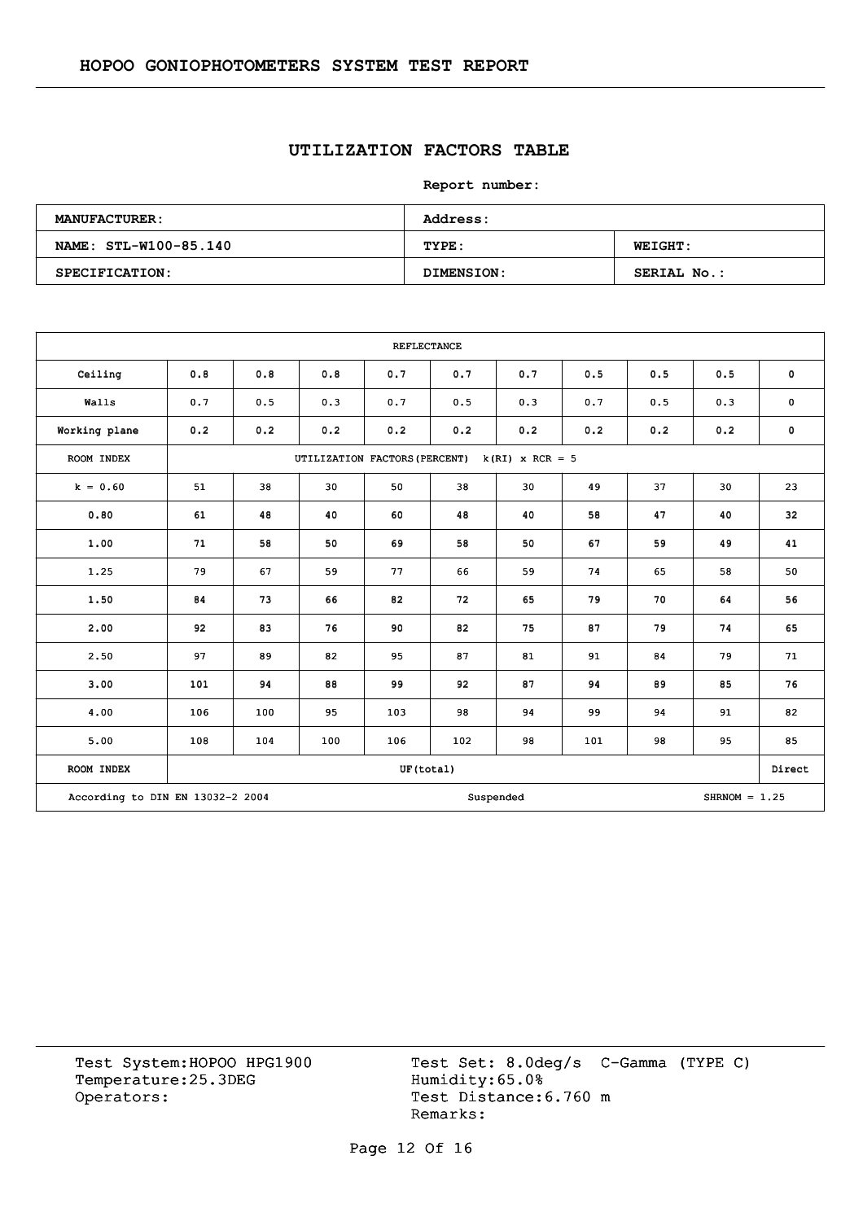## UTILIZATION FACTORS TABLE

**Report number:**

| **MANUFACTURER:** | **Address:** | |
|---|---|---|
| **NAME: STL-W100-85.140** | **TYPE:** | **WEIGHT:** |
| **SPECIFICATION:** | **DIMENSION:** | **SERIAL No.:** |

| REFLECTANCE | | | | | | | | | | |
|---|---|---|---|---|---|---|---|---|---|---|
| Ceiling | 0.8 | 0.8 | 0.8 | 0.7 | 0.7 | 0.7 | 0.5 | 0.5 | 0.5 | 0 |
| Walls | 0.7 | 0.5 | 0.3 | 0.7 | 0.5 | 0.3 | 0.7 | 0.5 | 0.3 | 0 |
| Working plane | 0.2 | 0.2 | 0.2 | 0.2 | 0.2 | 0.2 | 0.2 | 0.2 | 0.2 | 0 |
| ROOM INDEX | UTILIZATION FACTORS(PERCENT) k(RI) x RCR = 5 | | | | | | | | | |
| k = 0.60 | 51 | 38 | 30 | 50 | 38 | 30 | 49 | 37 | 30 | 23 |
| 0.80 | 61 | 48 | 40 | 60 | 48 | 40 | 58 | 47 | 40 | 32 |
| 1.00 | 71 | 58 | 50 | 69 | 58 | 50 | 67 | 59 | 49 | 41 |
| 1.25 | 79 | 67 | 59 | 77 | 66 | 59 | 74 | 65 | 58 | 50 |
| 1.50 | 84 | 73 | 66 | 82 | 72 | 65 | 79 | 70 | 64 | 56 |
| 2.00 | 92 | 83 | 76 | 90 | 82 | 75 | 87 | 79 | 74 | 65 |
| 2.50 | 97 | 89 | 82 | 95 | 87 | 81 | 91 | 84 | 79 | 71 |
| 3.00 | 101 | 94 | 88 | 99 | 92 | 87 | 94 | 89 | 85 | 76 |
| 4.00 | 106 | 100 | 95 | 103 | 98 | 94 | 99 | 94 | 91 | 82 |
| 5.00 | 108 | 104 | 100 | 106 | 102 | 98 | 101 | 98 | 95 | 85 |
| ROOM INDEX | UF(total) | | | | | | | | | Direct |
| According to DIN EN 13032-2 2004 | | | | Suspended | | | | SHRNOM = 1.25 | | |

Test System:HOPOO HPG1900
Temperature:25.3DEG
Operators:

Test Set: 8.0deg/s C-Gamma (TYPE C)
Humidity:65.0%
Test Distance:6.760 m
Remarks: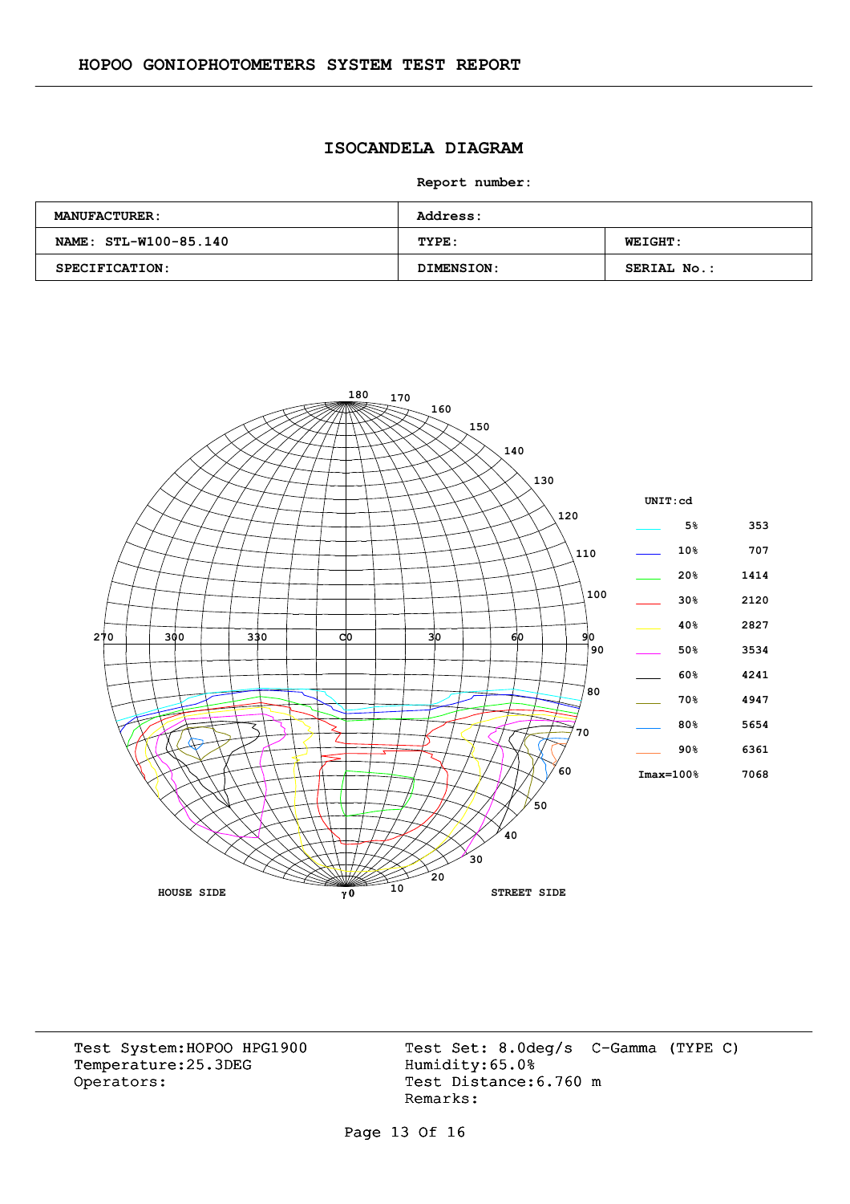## ISOCANDELA DIAGRAM

**Report number:**

| **MANUFACTURER:** | **Address:** | |
|---|---|---|
| **NAME: STL-W100-85.140** | **TYPE:** | **WEIGHT:** |
| **SPECIFICATION:** | **DIMENSION:** | **SERIAL No.:** |

HOUSE SIDE — STREET SIDE

**UNIT:cd**

| | | |
|---|---|---|
| 5% | 353 |
| 10% | 707 |
| 20% | 1414 |
| 30% | 2120 |
| 40% | 2827 |
| 50% | 3534 |
| 60% | 4241 |
| 70% | 4947 |
| 80% | 5654 |
| 90% | 6361 |
| Imax=100% | 7068 |

Test System:HOPOO HPG1900
Temperature:25.3DEG
Operators:

Test Set: 8.0deg/s C-Gamma (TYPE C)
Humidity:65.0%
Test Distance:6.760 m
Remarks: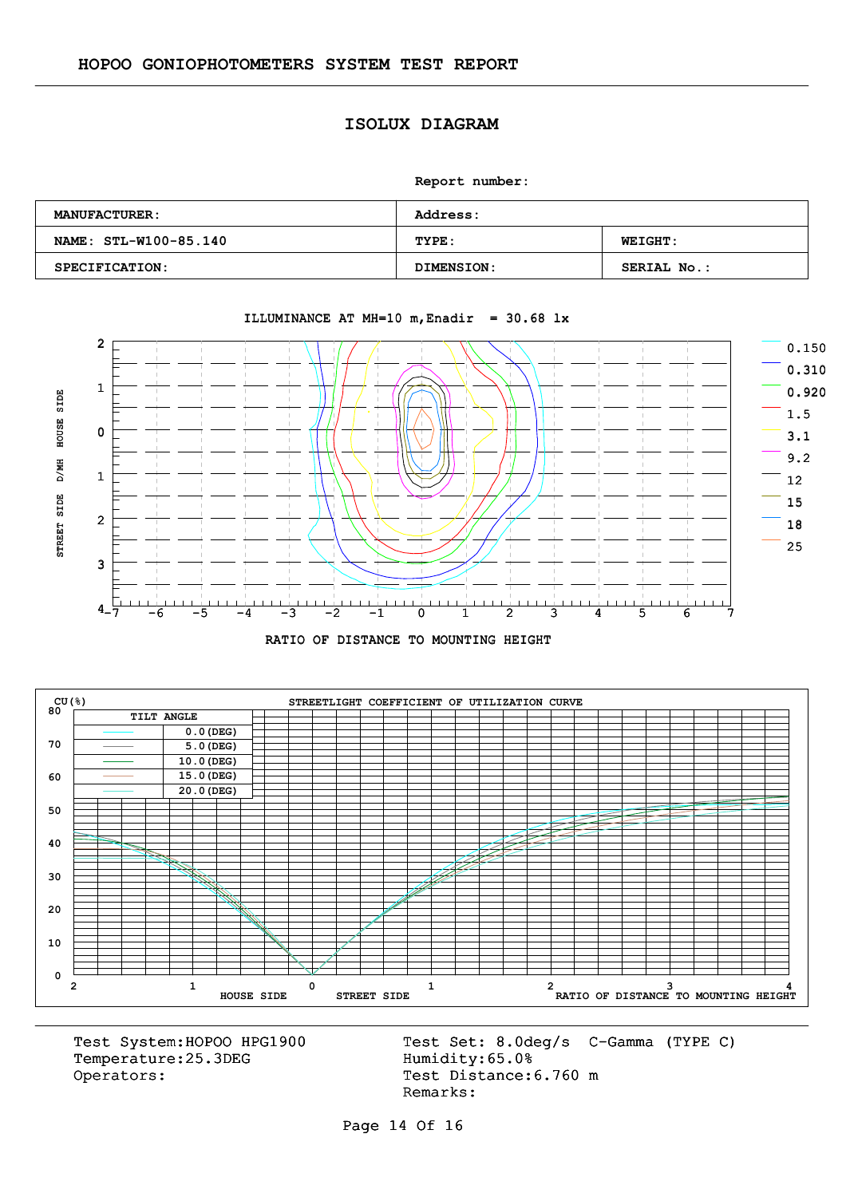# HOPOO GONIOPHOTOMETERS SYSTEM TEST REPORT

## ISOLUX DIAGRAM

**Report number:**

| **MANUFACTURER:** | **Address:** | |
|---|---|---|
| **NAME: STL-W100-85.140** | **TYPE:** | **WEIGHT:** |
| **SPECIFICATION:** | **DIMENSION:** | **SERIAL No.:** |

ILLUMINANCE AT MH=10 m,Enadir = 30.68 lx

Legend: 0.150, 0.310, 0.920, 1.5, 3.1, 9.2, 12, 15, 18, 25

STREET SIDE D/MH HOUSE SIDE

RATIO OF DISTANCE TO MOUNTING HEIGHT

STREETLIGHT COEFFICIENT OF UTILIZATION CURVE

CU(%)

| TILT ANGLE |
|---|
| 0.0(DEG) |
| 5.0(DEG) |
| 10.0(DEG) |
| 15.0(DEG) |
| 20.0(DEG) |

HOUSE SIDE STREET SIDE RATIO OF DISTANCE TO MOUNTING HEIGHT

Test System:HOPOO HPG1900
Temperature:25.3DEG
Operators:

Test Set: 8.0deg/s C-Gamma (TYPE C)
Humidity:65.0%
Test Distance:6.760 m
Remarks: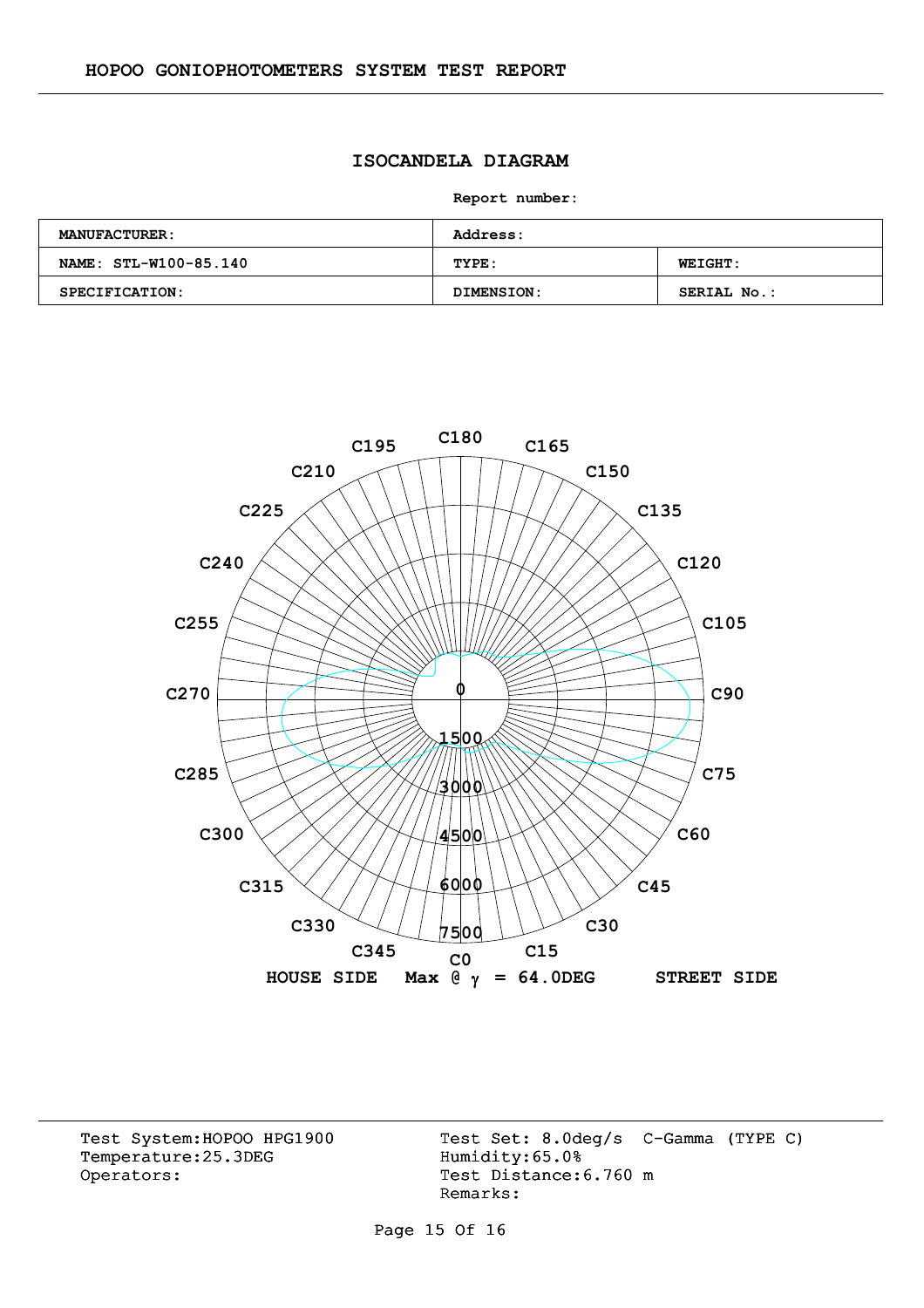## ISOCANDELA DIAGRAM

**Report number:**

| **MANUFACTURER:** | **Address:** | |
|---|---|---|
| **NAME: STL-W100-85.140** | **TYPE:** | **WEIGHT:** |
| **SPECIFICATION:** | **DIMENSION:** | **SERIAL No.:** |

C180 C165 C150 C135 C120 C105 C90 C75 C60 C45 C30 C15 C0 C345 C330 C315 C300 C285 C270 C255 C240 C225 C210 C195

0 1500 3000 4500 6000 7500

**HOUSE SIDE** **Max @ γ = 64.0DEG** **STREET SIDE**

Test System:HOPOO HPG1900
Temperature:25.3DEG
Operators:

Test Set: 8.0deg/s C-Gamma (TYPE C)
Humidity:65.0%
Test Distance:6.760 m
Remarks: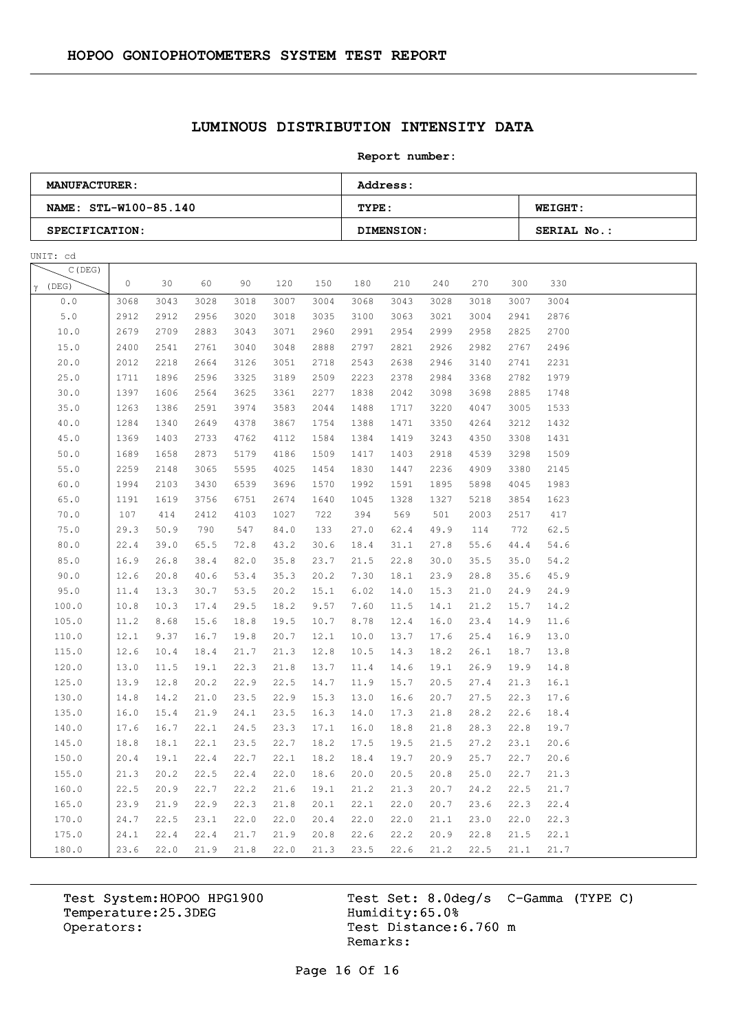## HOPOO GONIOPHOTOMETERS SYSTEM TEST REPORT

## LUMINOUS DISTRIBUTION INTENSITY DATA

**Report number:**

| | | |
|---|---|---|
| **MANUFACTURER:** | **Address:** | |
| **NAME: STL-W100-85.140** | **TYPE:** | **WEIGHT:** |
| **SPECIFICATION:** | **DIMENSION:** | **SERIAL No.:** |

UNIT: cd

| C(DEG) / γ (DEG) | 0 | 30 | 60 | 90 | 120 | 150 | 180 | 210 | 240 | 270 | 300 | 330 |
|---|---|---|---|---|---|---|---|---|---|---|---|---|
| 0.0 | 3068 | 3043 | 3028 | 3018 | 3007 | 3004 | 3068 | 3043 | 3028 | 3018 | 3007 | 3004 |
| 5.0 | 2912 | 2912 | 2956 | 3020 | 3018 | 3035 | 3100 | 3063 | 3021 | 3004 | 2941 | 2876 |
| 10.0 | 2679 | 2709 | 2883 | 3043 | 3071 | 2960 | 2991 | 2954 | 2999 | 2958 | 2825 | 2700 |
| 15.0 | 2400 | 2541 | 2761 | 3040 | 3048 | 2888 | 2797 | 2821 | 2926 | 2982 | 2767 | 2496 |
| 20.0 | 2012 | 2218 | 2664 | 3126 | 3051 | 2718 | 2543 | 2638 | 2946 | 3140 | 2741 | 2231 |
| 25.0 | 1711 | 1896 | 2596 | 3325 | 3189 | 2509 | 2223 | 2378 | 2984 | 3368 | 2782 | 1979 |
| 30.0 | 1397 | 1606 | 2564 | 3625 | 3361 | 2277 | 1838 | 2042 | 3098 | 3698 | 2885 | 1748 |
| 35.0 | 1263 | 1386 | 2591 | 3974 | 3583 | 2044 | 1488 | 1717 | 3220 | 4047 | 3005 | 1533 |
| 40.0 | 1284 | 1340 | 2649 | 4378 | 3867 | 1754 | 1388 | 1471 | 3350 | 4264 | 3212 | 1432 |
| 45.0 | 1369 | 1403 | 2733 | 4762 | 4112 | 1584 | 1384 | 1419 | 3243 | 4350 | 3308 | 1431 |
| 50.0 | 1689 | 1658 | 2873 | 5179 | 4186 | 1509 | 1417 | 1403 | 2918 | 4539 | 3298 | 1509 |
| 55.0 | 2259 | 2148 | 3065 | 5595 | 4025 | 1454 | 1830 | 1447 | 2236 | 4909 | 3380 | 2145 |
| 60.0 | 1994 | 2103 | 3430 | 6539 | 3696 | 1570 | 1992 | 1591 | 1895 | 5898 | 4045 | 1983 |
| 65.0 | 1191 | 1619 | 3756 | 6751 | 2674 | 1640 | 1045 | 1328 | 1327 | 5218 | 3854 | 1623 |
| 70.0 | 107 | 414 | 2412 | 4103 | 1027 | 722 | 394 | 569 | 501 | 2003 | 2517 | 417 |
| 75.0 | 29.3 | 50.9 | 790 | 547 | 84.0 | 133 | 27.0 | 62.4 | 49.9 | 114 | 772 | 62.5 |
| 80.0 | 22.4 | 39.0 | 65.5 | 72.8 | 43.2 | 30.6 | 18.4 | 31.1 | 27.8 | 55.6 | 44.4 | 54.6 |
| 85.0 | 16.9 | 26.8 | 38.4 | 82.0 | 35.8 | 23.7 | 21.5 | 22.8 | 30.0 | 35.5 | 35.0 | 54.2 |
| 90.0 | 12.6 | 20.8 | 40.6 | 53.4 | 35.3 | 20.2 | 7.30 | 18.1 | 23.9 | 28.8 | 35.6 | 45.9 |
| 95.0 | 11.4 | 13.3 | 30.7 | 53.5 | 20.2 | 15.1 | 6.02 | 14.0 | 15.3 | 21.0 | 24.9 | 24.9 |
| 100.0 | 10.8 | 10.3 | 17.4 | 29.5 | 18.2 | 9.57 | 7.60 | 11.5 | 14.1 | 21.2 | 15.7 | 14.2 |
| 105.0 | 11.2 | 8.68 | 15.6 | 18.8 | 19.5 | 10.7 | 8.78 | 12.4 | 16.0 | 23.4 | 14.9 | 11.6 |
| 110.0 | 12.1 | 9.37 | 16.7 | 19.8 | 20.7 | 12.1 | 10.0 | 13.7 | 17.6 | 25.4 | 16.9 | 13.0 |
| 115.0 | 12.6 | 10.4 | 18.4 | 21.7 | 21.3 | 12.8 | 10.5 | 14.3 | 18.2 | 26.1 | 18.7 | 13.8 |
| 120.0 | 13.0 | 11.5 | 19.1 | 22.3 | 21.8 | 13.7 | 11.4 | 14.6 | 19.1 | 26.9 | 19.9 | 14.8 |
| 125.0 | 13.9 | 12.8 | 20.2 | 22.9 | 22.5 | 14.7 | 11.9 | 15.7 | 20.5 | 27.4 | 21.3 | 16.1 |
| 130.0 | 14.8 | 14.2 | 21.0 | 23.5 | 22.9 | 15.3 | 13.0 | 16.6 | 20.7 | 27.5 | 22.3 | 17.6 |
| 135.0 | 16.0 | 15.4 | 21.9 | 24.1 | 23.5 | 16.3 | 14.0 | 17.3 | 21.8 | 28.2 | 22.6 | 18.4 |
| 140.0 | 17.6 | 16.7 | 22.1 | 24.5 | 23.3 | 17.1 | 16.0 | 18.8 | 21.8 | 28.3 | 22.8 | 19.7 |
| 145.0 | 18.8 | 18.1 | 22.1 | 23.5 | 22.7 | 18.2 | 17.5 | 19.5 | 21.5 | 27.2 | 23.1 | 20.6 |
| 150.0 | 20.4 | 19.1 | 22.4 | 22.7 | 22.1 | 18.2 | 18.4 | 19.7 | 20.9 | 25.7 | 22.7 | 20.6 |
| 155.0 | 21.3 | 20.2 | 22.5 | 22.4 | 22.0 | 18.6 | 20.0 | 20.5 | 20.8 | 25.0 | 22.7 | 21.3 |
| 160.0 | 22.5 | 20.9 | 22.7 | 22.2 | 21.6 | 19.1 | 21.2 | 21.3 | 20.7 | 24.2 | 22.5 | 21.7 |
| 165.0 | 23.9 | 21.9 | 22.9 | 22.3 | 21.8 | 20.1 | 22.1 | 22.0 | 20.7 | 23.6 | 22.3 | 22.4 |
| 170.0 | 24.7 | 22.5 | 23.1 | 22.0 | 22.0 | 20.4 | 22.0 | 22.0 | 21.1 | 23.0 | 22.0 | 22.3 |
| 175.0 | 24.1 | 22.4 | 22.4 | 21.7 | 21.9 | 20.8 | 22.6 | 22.2 | 20.9 | 22.8 | 21.5 | 22.1 |
| 180.0 | 23.6 | 22.0 | 21.9 | 21.8 | 22.0 | 21.3 | 23.5 | 22.6 | 21.2 | 22.5 | 21.1 | 21.7 |

Test System:HOPOO HPG1900
Temperature:25.3DEG
Operators:

Test Set: 8.0deg/s C-Gamma (TYPE C)
Humidity:65.0%
Test Distance:6.760 m
Remarks: